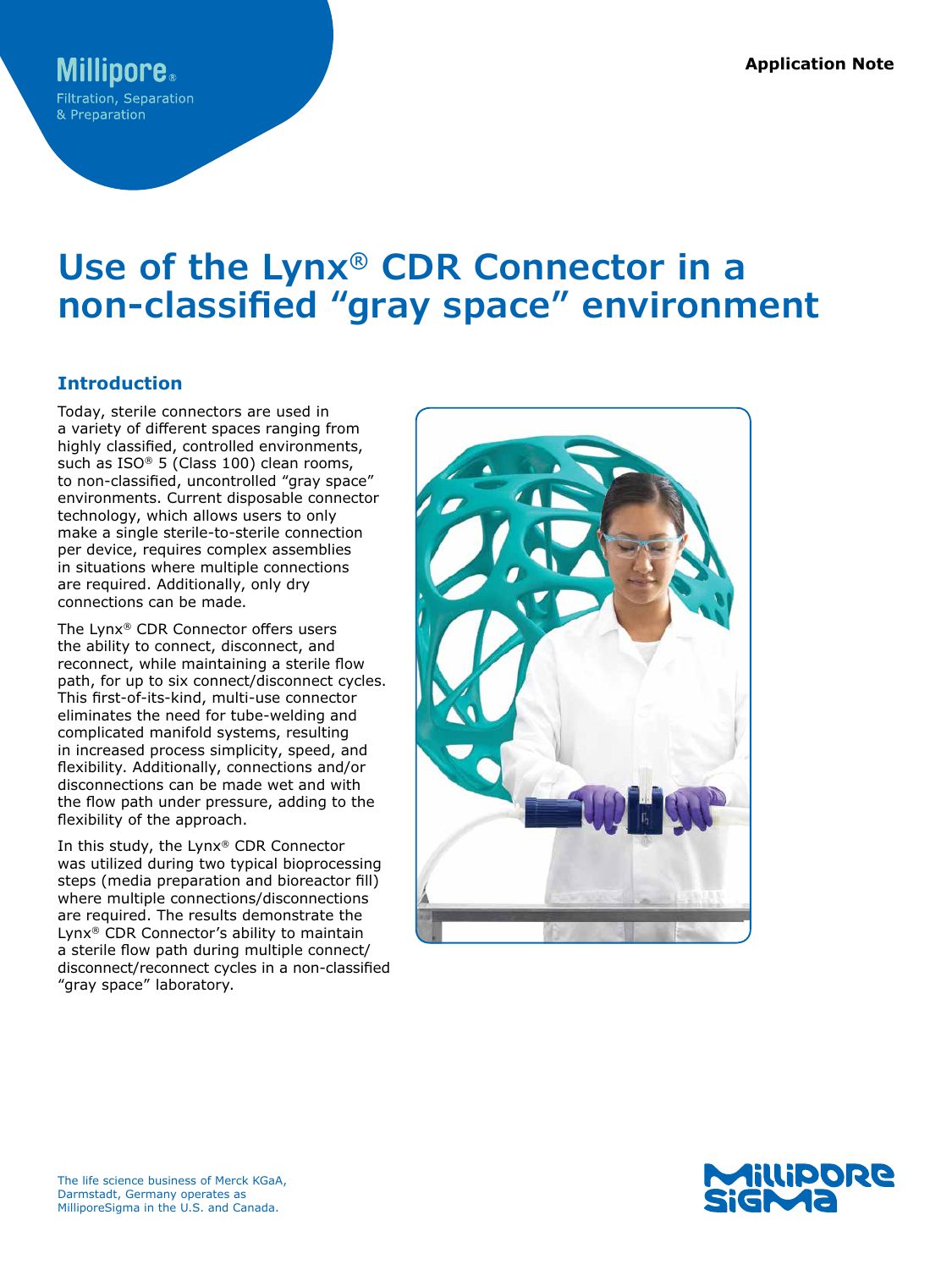Millipore®
Filtration, Separation
& Preparation

Application Note

# Use of the Lynx® CDR Connector in a non-classified "gray space" environment

## Introduction

Today, sterile connectors are used in a variety of different spaces ranging from highly classified, controlled environments, such as ISO® 5 (Class 100) clean rooms, to non-classified, uncontrolled "gray space" environments. Current disposable connector technology, which allows users to only make a single sterile-to-sterile connection per device, requires complex assemblies in situations where multiple connections are required. Additionally, only dry connections can be made.

The Lynx® CDR Connector offers users the ability to connect, disconnect, and reconnect, while maintaining a sterile flow path, for up to six connect/disconnect cycles. This first-of-its-kind, multi-use connector eliminates the need for tube-welding and complicated manifold systems, resulting in increased process simplicity, speed, and flexibility. Additionally, connections and/or disconnections can be made wet and with the flow path under pressure, adding to the flexibility of the approach.

In this study, the Lynx® CDR Connector was utilized during two typical bioprocessing steps (media preparation and bioreactor fill) where multiple connections/disconnections are required. The results demonstrate the Lynx® CDR Connector's ability to maintain a sterile flow path during multiple connect/disconnect/reconnect cycles in a non-classified "gray space" laboratory.

The life science business of Merck KGaA, Darmstadt, Germany operates as MilliporeSigma in the U.S. and Canada.

MilliporeSigma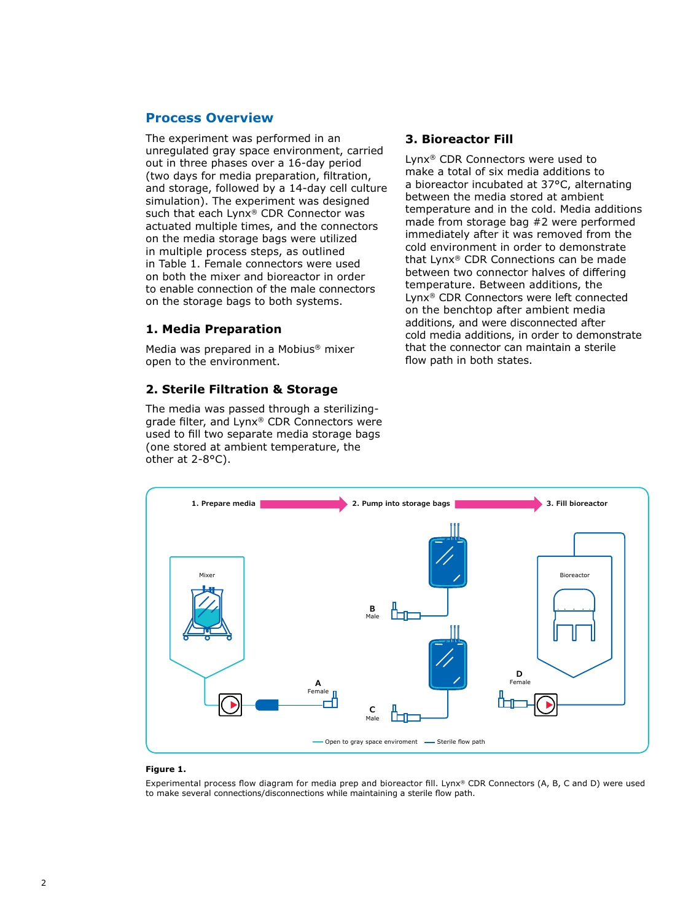## Process Overview

The experiment was performed in an unregulated gray space environment, carried out in three phases over a 16-day period (two days for media preparation, filtration, and storage, followed by a 14-day cell culture simulation). The experiment was designed such that each Lynx® CDR Connector was actuated multiple times, and the connectors on the media storage bags were utilized in multiple process steps, as outlined in Table 1. Female connectors were used on both the mixer and bioreactor in order to enable connection of the male connectors on the storage bags to both systems.

### 1. Media Preparation

Media was prepared in a Mobius® mixer open to the environment.

### 2. Sterile Filtration & Storage

The media was passed through a sterilizing-grade filter, and Lynx® CDR Connectors were used to fill two separate media storage bags (one stored at ambient temperature, the other at 2-8°C).

### 3. Bioreactor Fill

Lynx® CDR Connectors were used to make a total of six media additions to a bioreactor incubated at 37°C, alternating between the media stored at ambient temperature and in the cold. Media additions made from storage bag #2 were performed immediately after it was removed from the cold environment in order to demonstrate that Lynx® CDR Connections can be made between two connector halves of differing temperature. Between additions, the Lynx® CDR Connectors were left connected on the benchtop after ambient media additions, and were disconnected after cold media additions, in order to demonstrate that the connector can maintain a sterile flow path in both states.

1. Prepare media → 2. Pump into storage bags → 3. Fill bioreactor

Mixer; A Female; B Male; C Male; D Female; Bioreactor

Open to gray space enviroment — Sterile flow path

**Figure 1.**

Experimental process flow diagram for media prep and bioreactor fill. Lynx® CDR Connectors (A, B, C and D) were used to make several connections/disconnections while maintaining a sterile flow path.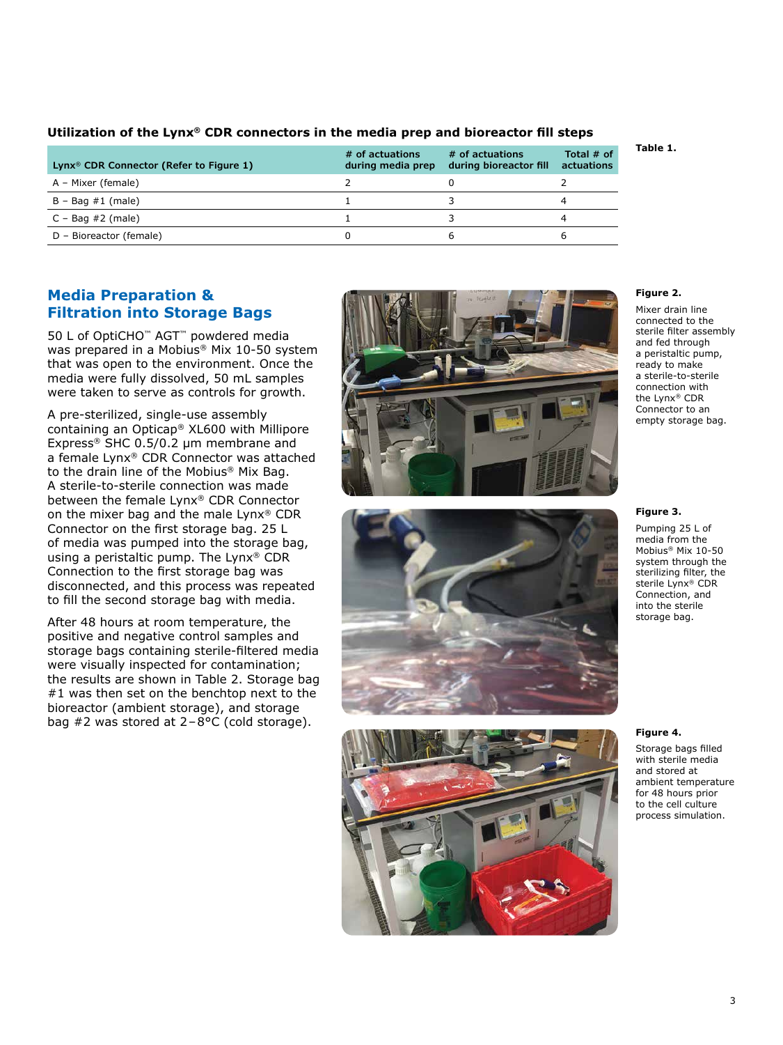**Utilization of the Lynx® CDR connectors in the media prep and bioreactor fill steps**

**Table 1.**

| Lynx® CDR Connector (Refer to Figure 1) | # of actuations during media prep | # of actuations during bioreactor fill | Total # of actuations |
|---|---|---|---|
| A – Mixer (female) | 2 | 0 | 2 |
| B – Bag #1 (male) | 1 | 3 | 4 |
| C – Bag #2 (male) | 1 | 3 | 4 |
| D – Bioreactor (female) | 0 | 6 | 6 |

## Media Preparation & Filtration into Storage Bags

50 L of OptiCHO™ AGT™ powdered media was prepared in a Mobius® Mix 10-50 system that was open to the environment. Once the media were fully dissolved, 50 mL samples were taken to serve as controls for growth.

A pre-sterilized, single-use assembly containing an Opticap® XL600 with Millipore Express® SHC 0.5/0.2 µm membrane and a female Lynx® CDR Connector was attached to the drain line of the Mobius® Mix Bag. A sterile-to-sterile connection was made between the female Lynx® CDR Connector on the mixer bag and the male Lynx® CDR Connector on the first storage bag. 25 L of media was pumped into the storage bag, using a peristaltic pump. The Lynx® CDR Connection to the first storage bag was disconnected, and this process was repeated to fill the second storage bag with media.

After 48 hours at room temperature, the positive and negative control samples and storage bags containing sterile-filtered media were visually inspected for contamination; the results are shown in Table 2. Storage bag #1 was then set on the benchtop next to the bioreactor (ambient storage), and storage bag #2 was stored at 2–8°C (cold storage).

**Figure 2.**

Mixer drain line connected to the sterile filter assembly and fed through a peristaltic pump, ready to make a sterile-to-sterile connection with the Lynx® CDR Connector to an empty storage bag.

**Figure 3.**

Pumping 25 L of media from the Mobius® Mix 10-50 system through the sterilizing filter, the sterile Lynx® CDR Connection, and into the sterile storage bag.

**Figure 4.**

Storage bags filled with sterile media and stored at ambient temperature for 48 hours prior to the cell culture process simulation.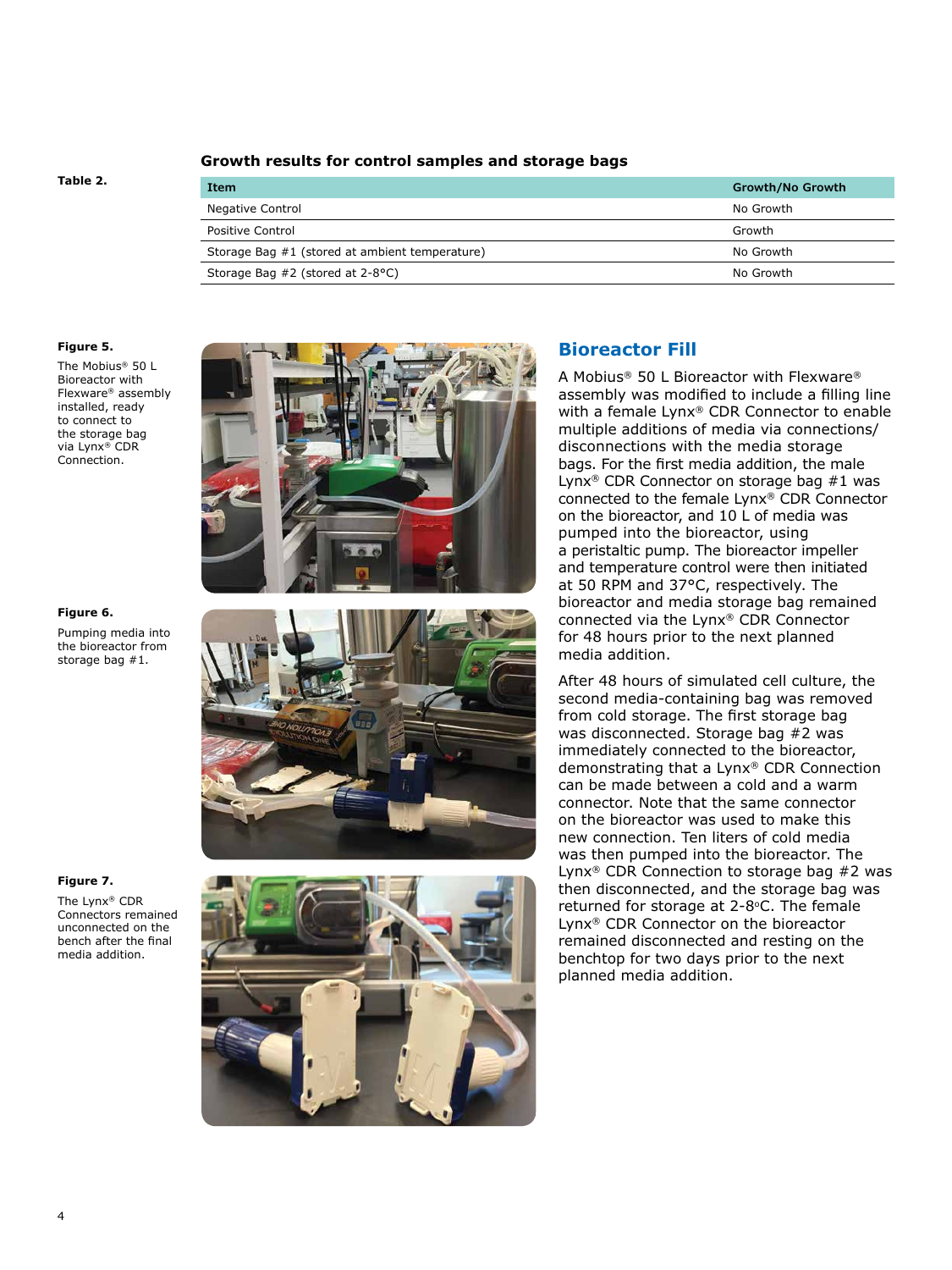**Table 2.** Growth results for control samples and storage bags

| Item | Growth/No Growth |
|---|---|
| Negative Control | No Growth |
| Positive Control | Growth |
| Storage Bag #1 (stored at ambient temperature) | No Growth |
| Storage Bag #2 (stored at 2-8°C) | No Growth |

**Figure 5.**

The Mobius® 50 L Bioreactor with Flexware® assembly installed, ready to connect to the storage bag via Lynx® CDR Connection.

**Figure 6.**

Pumping media into the bioreactor from storage bag #1.

**Figure 7.**

The Lynx® CDR Connectors remained unconnected on the bench after the final media addition.

## Bioreactor Fill

A Mobius® 50 L Bioreactor with Flexware® assembly was modified to include a filling line with a female Lynx® CDR Connector to enable multiple additions of media via connections/ disconnections with the media storage bags. For the first media addition, the male Lynx® CDR Connector on storage bag #1 was connected to the female Lynx® CDR Connector on the bioreactor, and 10 L of media was pumped into the bioreactor, using a peristaltic pump. The bioreactor impeller and temperature control were then initiated at 50 RPM and 37°C, respectively. The bioreactor and media storage bag remained connected via the Lynx® CDR Connector for 48 hours prior to the next planned media addition.

After 48 hours of simulated cell culture, the second media-containing bag was removed from cold storage. The first storage bag was disconnected. Storage bag #2 was immediately connected to the bioreactor, demonstrating that a Lynx® CDR Connection can be made between a cold and a warm connector. Note that the same connector on the bioreactor was used to make this new connection. Ten liters of cold media was then pumped into the bioreactor. The Lynx® CDR Connection to storage bag #2 was then disconnected, and the storage bag was returned for storage at 2-8°C. The female Lynx® CDR Connector on the bioreactor remained disconnected and resting on the benchtop for two days prior to the next planned media addition.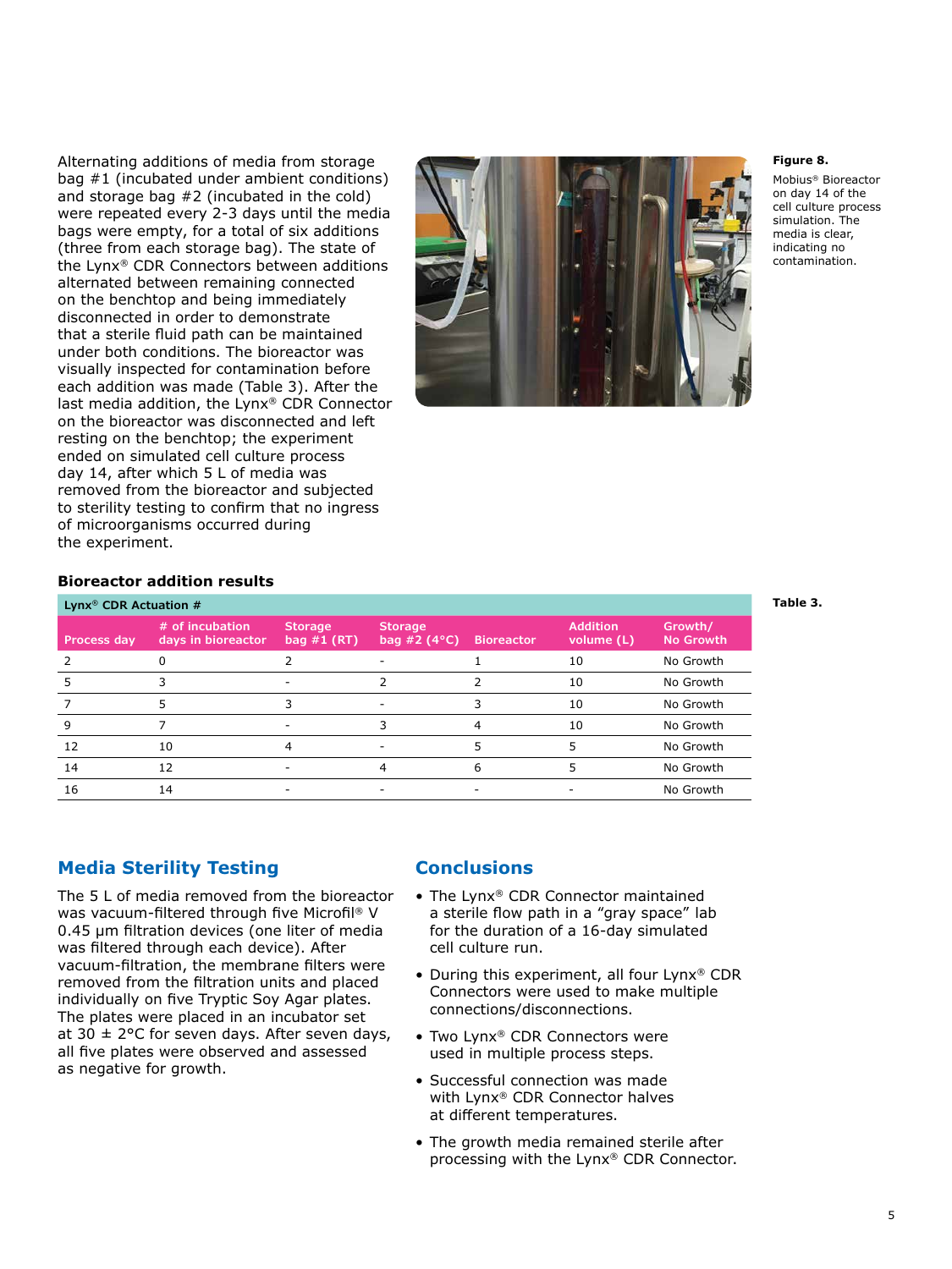Alternating additions of media from storage bag #1 (incubated under ambient conditions) and storage bag #2 (incubated in the cold) were repeated every 2-3 days until the media bags were empty, for a total of six additions (three from each storage bag). The state of the Lynx® CDR Connectors between additions alternated between remaining connected on the benchtop and being immediately disconnected in order to demonstrate that a sterile fluid path can be maintained under both conditions. The bioreactor was visually inspected for contamination before each addition was made (Table 3). After the last media addition, the Lynx® CDR Connector on the bioreactor was disconnected and left resting on the benchtop; the experiment ended on simulated cell culture process day 14, after which 5 L of media was removed from the bioreactor and subjected to sterility testing to confirm that no ingress of microorganisms occurred during the experiment.

**Figure 8.**

Mobius® Bioreactor on day 14 of the cell culture process simulation. The media is clear, indicating no contamination.

### Bioreactor addition results

**Table 3.**

| | | Lynx® CDR Actuation # | | | | |
|---|---|---|---|---|---|---|
| Process day | # of incubation days in bioreactor | Storage bag #1 (RT) | Storage bag #2 (4°C) | Bioreactor | Addition volume (L) | Growth/ No Growth |
| 2 | 0 | 2 | - | 1 | 10 | No Growth |
| 5 | 3 | - | 2 | 2 | 10 | No Growth |
| 7 | 5 | 3 | - | 3 | 10 | No Growth |
| 9 | 7 | - | 3 | 4 | 10 | No Growth |
| 12 | 10 | 4 | - | 5 | 5 | No Growth |
| 14 | 12 | - | 4 | 6 | 5 | No Growth |
| 16 | 14 | - | - | - | - | No Growth |

## Media Sterility Testing

The 5 L of media removed from the bioreactor was vacuum-filtered through five Microfil® V 0.45 µm filtration devices (one liter of media was filtered through each device). After vacuum-filtration, the membrane filters were removed from the filtration units and placed individually on five Tryptic Soy Agar plates. The plates were placed in an incubator set at 30 ± 2°C for seven days. After seven days, all five plates were observed and assessed as negative for growth.

## Conclusions

- The Lynx® CDR Connector maintained a sterile flow path in a "gray space" lab for the duration of a 16-day simulated cell culture run.
- During this experiment, all four Lynx® CDR Connectors were used to make multiple connections/disconnections.
- Two Lynx® CDR Connectors were used in multiple process steps.
- Successful connection was made with Lynx® CDR Connector halves at different temperatures.
- The growth media remained sterile after processing with the Lynx® CDR Connector.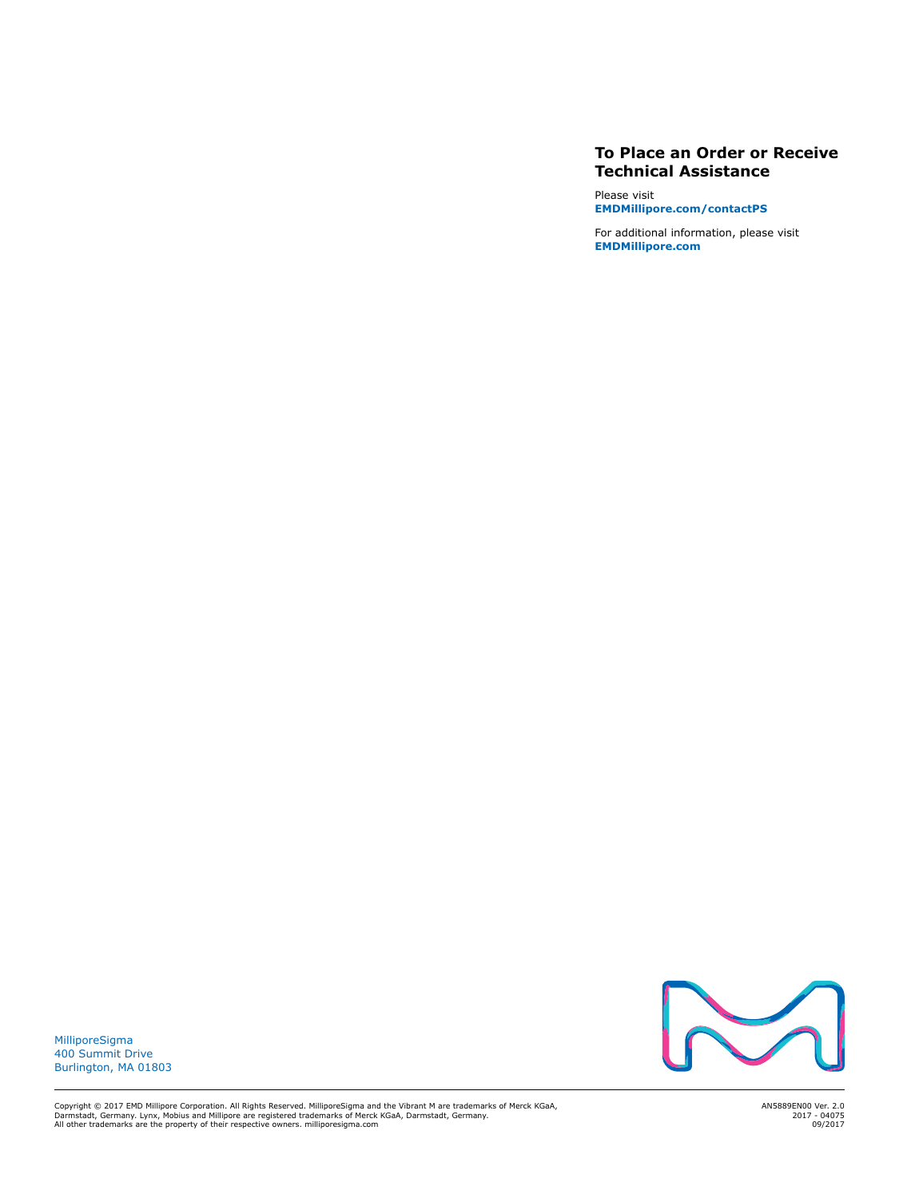## To Place an Order or Receive Technical Assistance

Please visit
**EMDMillipore.com/contactPS**

For additional information, please visit
**EMDMillipore.com**

MilliporeSigma
400 Summit Drive
Burlington, MA 01803

Copyright © 2017 EMD Millipore Corporation. All Rights Reserved. MilliporeSigma and the Vibrant M are trademarks of Merck KGaA, Darmstadt, Germany. Lynx, Mobius and Millipore are registered trademarks of Merck KGaA, Darmstadt, Germany. All other trademarks are the property of their respective owners. milliporesigma.com

AN5889EN00 Ver. 2.0
2017 - 04075
09/2017